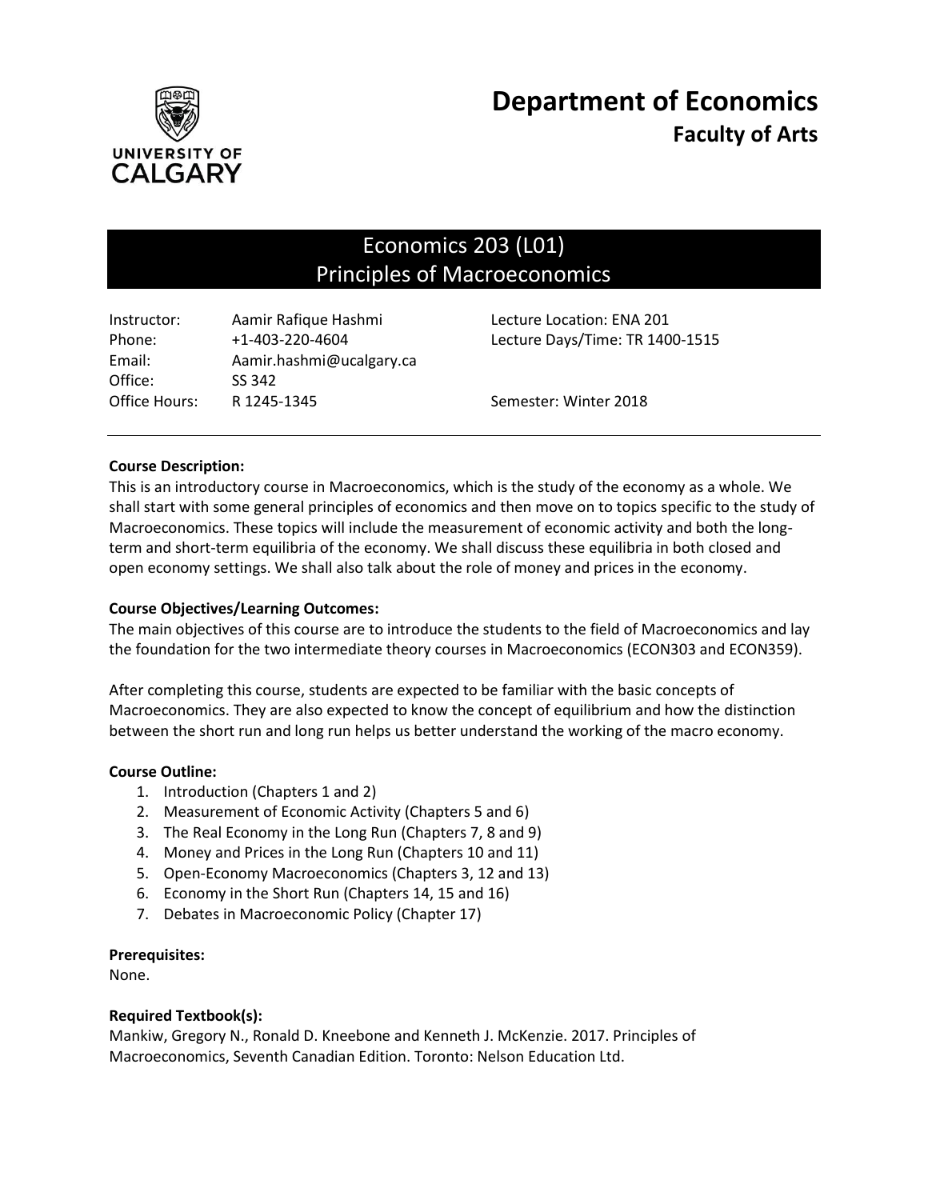# Department of Economics
## Faculty of Arts

UNIVERSITY OF CALGARY

## Economics 203 (L01)
## Principles of Macroeconomics

| | | |
|---|---|---|
| Instructor: | Aamir Rafique Hashmi | Lecture Location: ENA 201 |
| Phone: | +1-403-220-4604 | Lecture Days/Time: TR 1400-1515 |
| Email: | Aamir.hashmi@ucalgary.ca | |
| Office: | SS 342 | |
| Office Hours: | R 1245-1345 | Semester: Winter 2018 |

---

**Course Description:**

This is an introductory course in Macroeconomics, which is the study of the economy as a whole. We shall start with some general principles of economics and then move on to topics specific to the study of Macroeconomics. These topics will include the measurement of economic activity and both the long-term and short-term equilibria of the economy. We shall discuss these equilibria in both closed and open economy settings. We shall also talk about the role of money and prices in the economy.

**Course Objectives/Learning Outcomes:**

The main objectives of this course are to introduce the students to the field of Macroeconomics and lay the foundation for the two intermediate theory courses in Macroeconomics (ECON303 and ECON359).

After completing this course, students are expected to be familiar with the basic concepts of Macroeconomics. They are also expected to know the concept of equilibrium and how the distinction between the short run and long run helps us better understand the working of the macro economy.

**Course Outline:**

1. Introduction (Chapters 1 and 2)
2. Measurement of Economic Activity (Chapters 5 and 6)
3. The Real Economy in the Long Run (Chapters 7, 8 and 9)
4. Money and Prices in the Long Run (Chapters 10 and 11)
5. Open-Economy Macroeconomics (Chapters 3, 12 and 13)
6. Economy in the Short Run (Chapters 14, 15 and 16)
7. Debates in Macroeconomic Policy (Chapter 17)

**Prerequisites:**

None.

**Required Textbook(s):**

Mankiw, Gregory N., Ronald D. Kneebone and Kenneth J. McKenzie. 2017. Principles of Macroeconomics, Seventh Canadian Edition. Toronto: Nelson Education Ltd.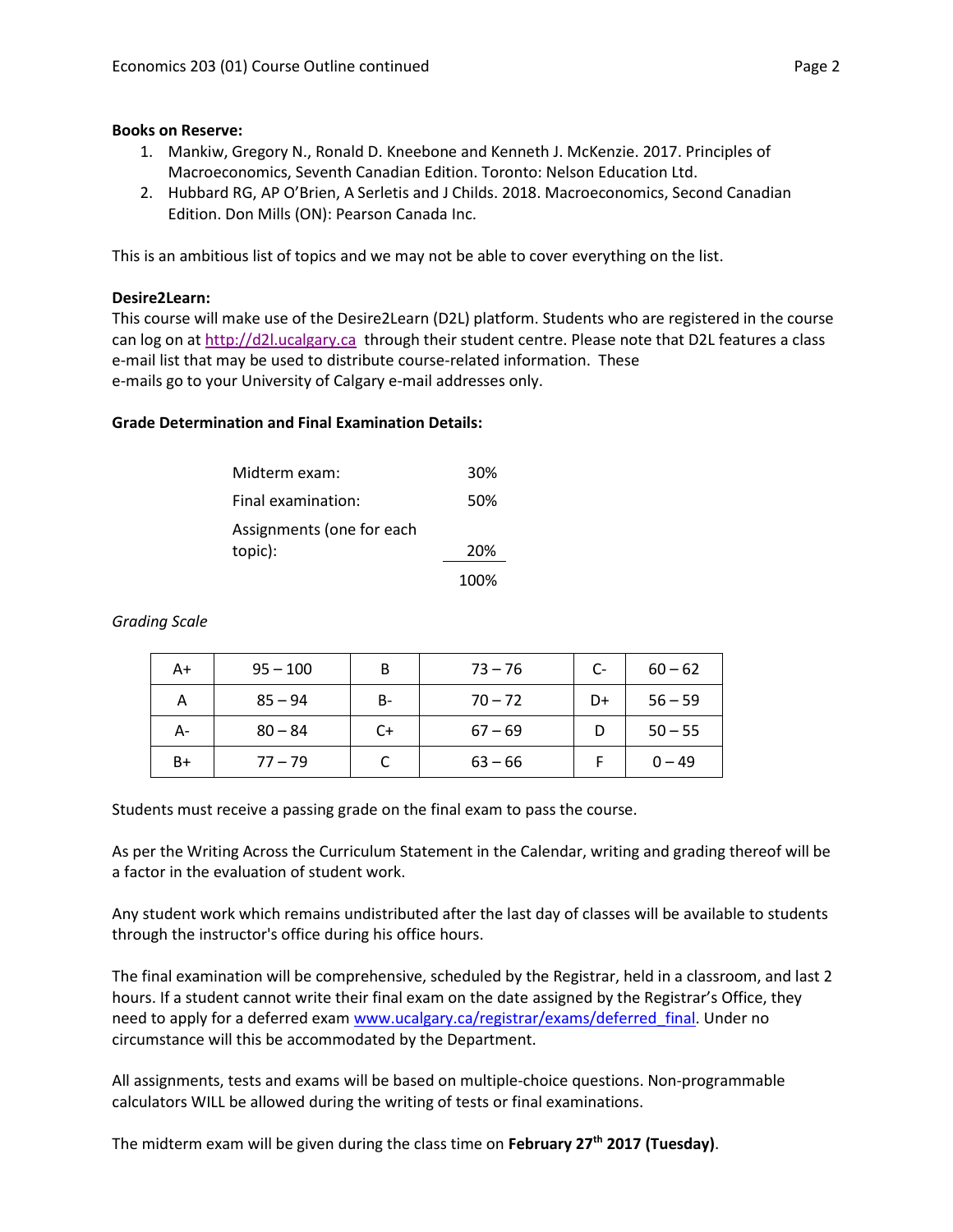**Books on Reserve:**

1. Mankiw, Gregory N., Ronald D. Kneebone and Kenneth J. McKenzie. 2017. Principles of Macroeconomics, Seventh Canadian Edition. Toronto: Nelson Education Ltd.
2. Hubbard RG, AP O'Brien, A Serletis and J Childs. 2018. Macroeconomics, Second Canadian Edition. Don Mills (ON): Pearson Canada Inc.

This is an ambitious list of topics and we may not be able to cover everything on the list.

**Desire2Learn:**

This course will make use of the Desire2Learn (D2L) platform. Students who are registered in the course can log on at http://d2l.ucalgary.ca through their student centre. Please note that D2L features a class e-mail list that may be used to distribute course-related information. These e-mails go to your University of Calgary e-mail addresses only.

**Grade Determination and Final Examination Details:**

| | |
|---|---|
| Midterm exam: | 30% |
| Final examination: | 50% |
| Assignments (one for each topic): | 20% |
| | 100% |

*Grading Scale*

| | | | | | |
|---|---|---|---|---|---|
| A+ | 95 – 100 | B | 73 – 76 | C- | 60 – 62 |
| A | 85 – 94 | B- | 70 – 72 | D+ | 56 – 59 |
| A- | 80 – 84 | C+ | 67 – 69 | D | 50 – 55 |
| B+ | 77 – 79 | C | 63 – 66 | F | 0 – 49 |

Students must receive a passing grade on the final exam to pass the course.

As per the Writing Across the Curriculum Statement in the Calendar, writing and grading thereof will be a factor in the evaluation of student work.

Any student work which remains undistributed after the last day of classes will be available to students through the instructor's office during his office hours.

The final examination will be comprehensive, scheduled by the Registrar, held in a classroom, and last 2 hours. If a student cannot write their final exam on the date assigned by the Registrar's Office, they need to apply for a deferred exam www.ucalgary.ca/registrar/exams/deferred_final. Under no circumstance will this be accommodated by the Department.

All assignments, tests and exams will be based on multiple-choice questions. Non-programmable calculators WILL be allowed during the writing of tests or final examinations.

The midterm exam will be given during the class time on **February 27th 2017 (Tuesday)**.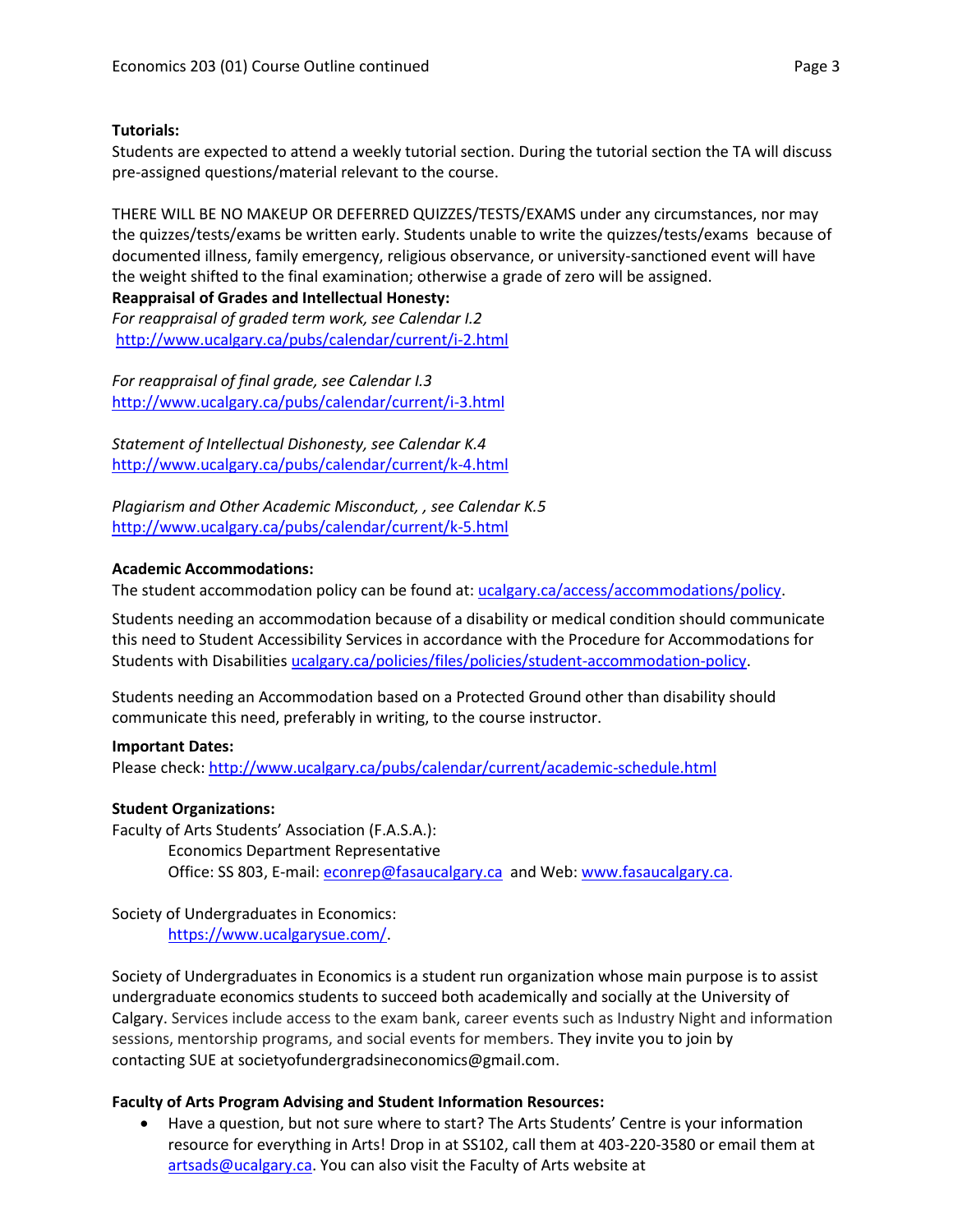**Tutorials:**
Students are expected to attend a weekly tutorial section. During the tutorial section the TA will discuss pre-assigned questions/material relevant to the course.

THERE WILL BE NO MAKEUP OR DEFERRED QUIZZES/TESTS/EXAMS under any circumstances, nor may the quizzes/tests/exams be written early. Students unable to write the quizzes/tests/exams because of documented illness, family emergency, religious observance, or university-sanctioned event will have the weight shifted to the final examination; otherwise a grade of zero will be assigned.

**Reappraisal of Grades and Intellectual Honesty:**
*For reappraisal of graded term work, see Calendar I.2*
http://www.ucalgary.ca/pubs/calendar/current/i-2.html

*For reappraisal of final grade, see Calendar I.3*
http://www.ucalgary.ca/pubs/calendar/current/i-3.html

*Statement of Intellectual Dishonesty, see Calendar K.4*
http://www.ucalgary.ca/pubs/calendar/current/k-4.html

*Plagiarism and Other Academic Misconduct, , see Calendar K.5*
http://www.ucalgary.ca/pubs/calendar/current/k-5.html

**Academic Accommodations:**
The student accommodation policy can be found at: ucalgary.ca/access/accommodations/policy.

Students needing an accommodation because of a disability or medical condition should communicate this need to Student Accessibility Services in accordance with the Procedure for Accommodations for Students with Disabilities ucalgary.ca/policies/files/policies/student-accommodation-policy.

Students needing an Accommodation based on a Protected Ground other than disability should communicate this need, preferably in writing, to the course instructor.

**Important Dates:**
Please check: http://www.ucalgary.ca/pubs/calendar/current/academic-schedule.html

**Student Organizations:**
Faculty of Arts Students' Association (F.A.S.A.):
Economics Department Representative
Office: SS 803, E-mail: econrep@fasaucalgary.ca and Web: www.fasaucalgary.ca.

Society of Undergraduates in Economics:
https://www.ucalgarysue.com/.

Society of Undergraduates in Economics is a student run organization whose main purpose is to assist undergraduate economics students to succeed both academically and socially at the University of Calgary. Services include access to the exam bank, career events such as Industry Night and information sessions, mentorship programs, and social events for members. They invite you to join by contacting SUE at societyofundergradsineconomics@gmail.com.

**Faculty of Arts Program Advising and Student Information Resources:**

- Have a question, but not sure where to start? The Arts Students' Centre is your information resource for everything in Arts! Drop in at SS102, call them at 403-220-3580 or email them at artsads@ucalgary.ca. You can also visit the Faculty of Arts website at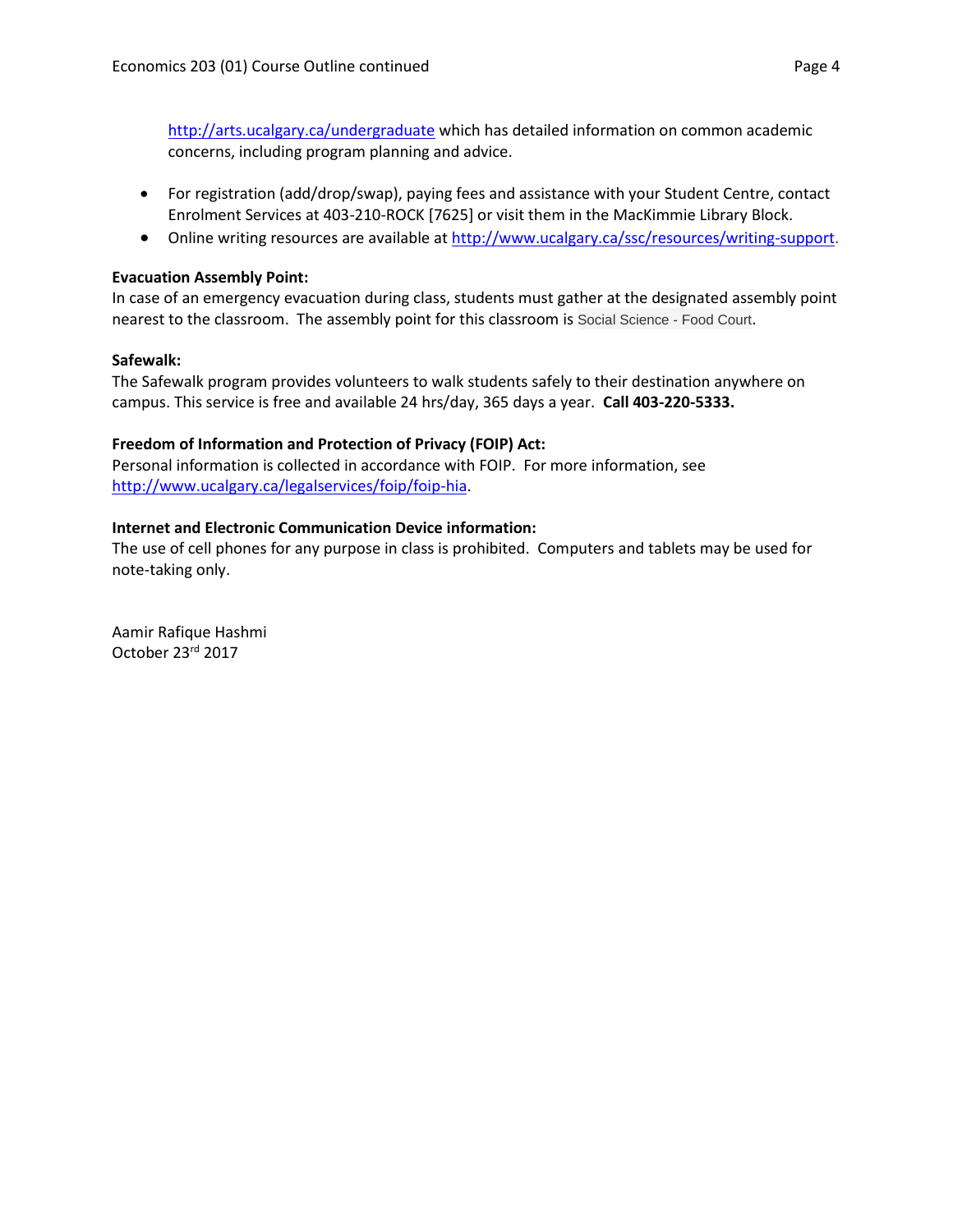http://arts.ucalgary.ca/undergraduate which has detailed information on common academic concerns, including program planning and advice.

- For registration (add/drop/swap), paying fees and assistance with your Student Centre, contact Enrolment Services at 403-210-ROCK [7625] or visit them in the MacKimmie Library Block.
- Online writing resources are available at http://www.ucalgary.ca/ssc/resources/writing-support.

**Evacuation Assembly Point:**
In case of an emergency evacuation during class, students must gather at the designated assembly point nearest to the classroom. The assembly point for this classroom is Social Science - Food Court.

**Safewalk:**
The Safewalk program provides volunteers to walk students safely to their destination anywhere on campus. This service is free and available 24 hrs/day, 365 days a year. **Call 403-220-5333.**

**Freedom of Information and Protection of Privacy (FOIP) Act:**
Personal information is collected in accordance with FOIP. For more information, see http://www.ucalgary.ca/legalservices/foip/foip-hia.

**Internet and Electronic Communication Device information:**
The use of cell phones for any purpose in class is prohibited. Computers and tablets may be used for note-taking only.

Aamir Rafique Hashmi
October 23rd 2017